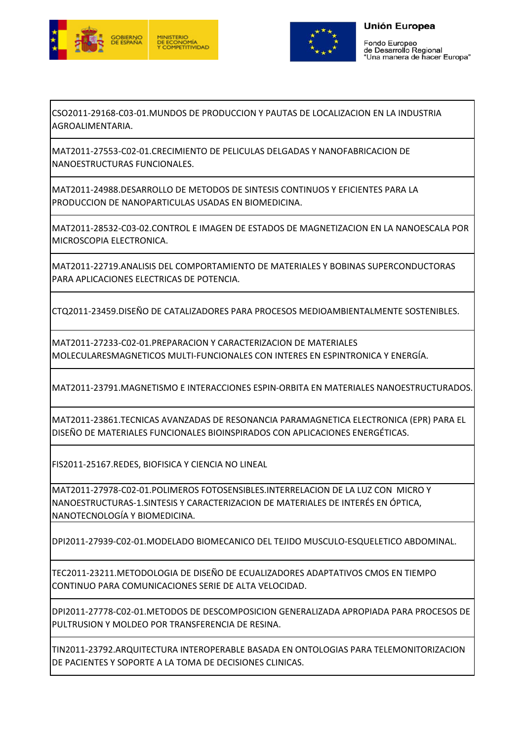Unión Europea

Fondo Europeo de Desarrollo Regional
"Una manera de hacer Europa"

GOBIERNO DE ESPAÑA — MINISTERIO DE ECONOMÍA Y COMPETITIVIDAD

| |
|---|
| CSO2011-29168-C03-01.MUNDOS DE PRODUCCION Y PAUTAS DE LOCALIZACION EN LA INDUSTRIA AGROALIMENTARIA. |
| MAT2011-27553-C02-01.CRECIMIENTO DE PELICULAS DELGADAS Y NANOFABRICACION DE NANOESTRUCTURAS FUNCIONALES. |
| MAT2011-24988.DESARROLLO DE METODOS DE SINTESIS CONTINUOS Y EFICIENTES PARA LA PRODUCCION DE NANOPARTICULAS USADAS EN BIOMEDICINA. |
| MAT2011-28532-C03-02.CONTROL E IMAGEN DE ESTADOS DE MAGNETIZACION EN LA NANOESCALA POR MICROSCOPIA ELECTRONICA. |
| MAT2011-22719.ANALISIS DEL COMPORTAMIENTO DE MATERIALES Y BOBINAS SUPERCONDUCTORAS PARA APLICACIONES ELECTRICAS DE POTENCIA. |
| CTQ2011-23459.DISEÑO DE CATALIZADORES PARA PROCESOS MEDIOAMBIENTALMENTE SOSTENIBLES. |
| MAT2011-27233-C02-01.PREPARACION Y CARACTERIZACION DE MATERIALES MOLECULARESMAGNETICOS MULTI-FUNCIONALES CON INTERES EN ESPINTRONICA Y ENERGÍA. |
| MAT2011-23791.MAGNETISMO E INTERACCIONES ESPIN-ORBITA EN MATERIALES NANOESTRUCTURADOS. |
| MAT2011-23861.TECNICAS AVANZADAS DE RESONANCIA PARAMAGNETICA ELECTRONICA (EPR) PARA EL DISEÑO DE MATERIALES FUNCIONALES BIOINSPIRADOS CON APLICACIONES ENERGÉTICAS. |
| FIS2011-25167.REDES, BIOFISICA Y CIENCIA NO LINEAL |
| MAT2011-27978-C02-01.POLIMEROS FOTOSENSIBLES.INTERRELACION DE LA LUZ CON MICRO Y NANOESTRUCTURAS-1.SINTESIS Y CARACTERIZACION DE MATERIALES DE INTERÉS EN ÓPTICA, NANOTECNOLOGÍA Y BIOMEDICINA. |
| DPI2011-27939-C02-01.MODELADO BIOMECANICO DEL TEJIDO MUSCULO-ESQUELETICO ABDOMINAL. |
| TEC2011-23211.METODOLOGIA DE DISEÑO DE ECUALIZADORES ADAPTATIVOS CMOS EN TIEMPO CONTINUO PARA COMUNICACIONES SERIE DE ALTA VELOCIDAD. |
| DPI2011-27778-C02-01.METODOS DE DESCOMPOSICION GENERALIZADA APROPIADA PARA PROCESOS DE PULTRUSION Y MOLDEO POR TRANSFERENCIA DE RESINA. |
| TIN2011-23792.ARQUITECTURA INTEROPERABLE BASADA EN ONTOLOGIAS PARA TELEMONITORIZACION DE PACIENTES Y SOPORTE A LA TOMA DE DECISIONES CLINICAS. |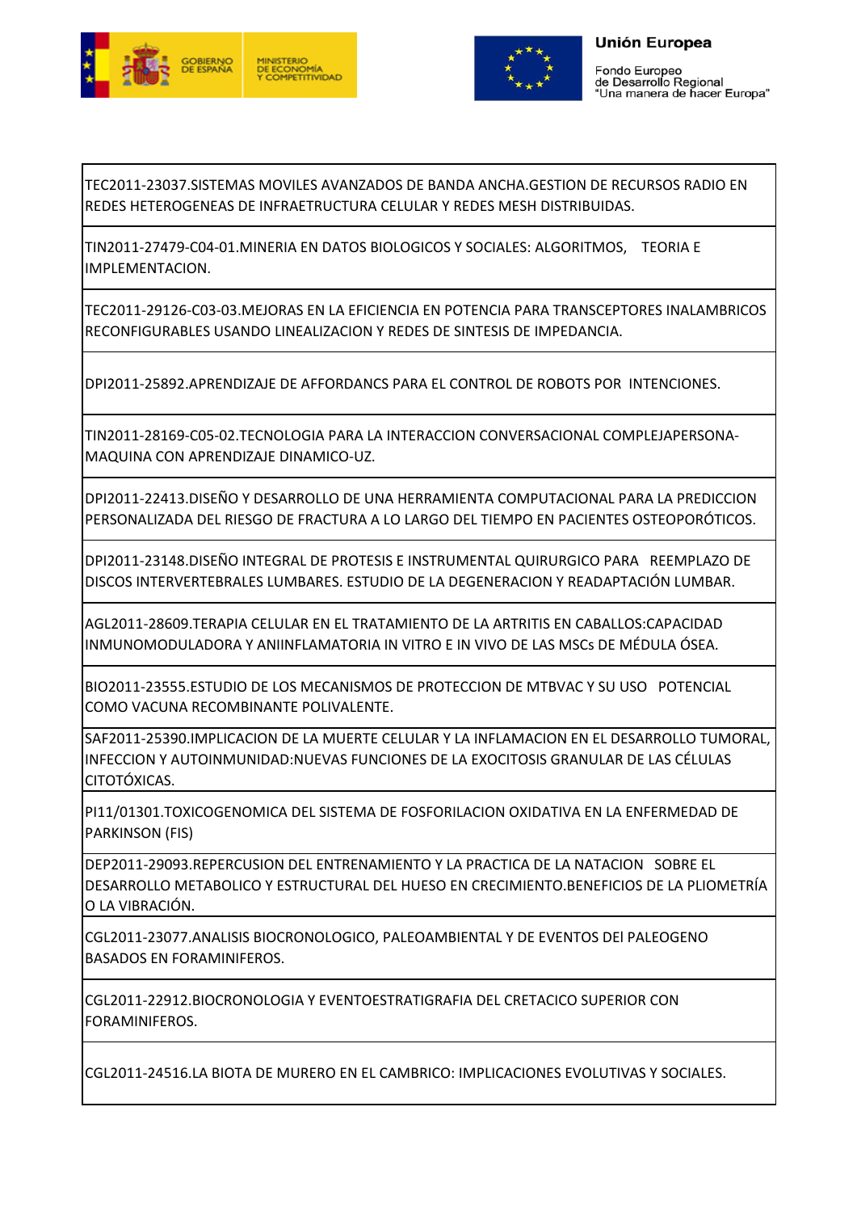| |
|---|
| TEC2011-23037.SISTEMAS MOVILES AVANZADOS DE BANDA ANCHA.GESTION DE RECURSOS RADIO EN REDES HETEROGENEAS DE INFRAETRUCTURA CELULAR Y REDES MESH DISTRIBUIDAS. |
| TIN2011-27479-C04-01.MINERIA EN DATOS BIOLOGICOS Y SOCIALES: ALGORITMOS, TEORIA E IMPLEMENTACION. |
| TEC2011-29126-C03-03.MEJORAS EN LA EFICIENCIA EN POTENCIA PARA TRANSCEPTORES INALAMBRICOS RECONFIGURABLES USANDO LINEALIZACION Y REDES DE SINTESIS DE IMPEDANCIA. |
| DPI2011-25892.APRENDIZAJE DE AFFORDANCS PARA EL CONTROL DE ROBOTS POR INTENCIONES. |
| TIN2011-28169-C05-02.TECNOLOGIA PARA LA INTERACCION CONVERSACIONAL COMPLEJAPERSONA-MAQUINA CON APRENDIZAJE DINAMICO-UZ. |
| DPI2011-22413.DISEÑO Y DESARROLLO DE UNA HERRAMIENTA COMPUTACIONAL PARA LA PREDICCION PERSONALIZADA DEL RIESGO DE FRACTURA A LO LARGO DEL TIEMPO EN PACIENTES OSTEOPORÓTICOS. |
| DPI2011-23148.DISEÑO INTEGRAL DE PROTESIS E INSTRUMENTAL QUIRURGICO PARA REEMPLAZO DE DISCOS INTERVERTEBRALES LUMBARES. ESTUDIO DE LA DEGENERACION Y READAPTACIÓN LUMBAR. |
| AGL2011-28609.TERAPIA CELULAR EN EL TRATAMIENTO DE LA ARTRITIS EN CABALLOS:CAPACIDAD INMUNOMODULADORA Y ANIINFLAMATORIA IN VITRO E IN VIVO DE LAS MSCs DE MÉDULA ÓSEA. |
| BIO2011-23555.ESTUDIO DE LOS MECANISMOS DE PROTECCION DE MTBVAC Y SU USO POTENCIAL COMO VACUNA RECOMBINANTE POLIVALENTE. |
| SAF2011-25390.IMPLICACION DE LA MUERTE CELULAR Y LA INFLAMACION EN EL DESARROLLO TUMORAL, INFECCION Y AUTOINMUNIDAD:NUEVAS FUNCIONES DE LA EXOCITOSIS GRANULAR DE LAS CÉLULAS CITOTÓXICAS. |
| PI11/01301.TOXICOGENOMICA DEL SISTEMA DE FOSFORILACION OXIDATIVA EN LA ENFERMEDAD DE PARKINSON (FIS) |
| DEP2011-29093.REPERCUSION DEL ENTRENAMIENTO Y LA PRACTICA DE LA NATACION SOBRE EL DESARROLLO METABOLICO Y ESTRUCTURAL DEL HUESO EN CRECIMIENTO.BENEFICIOS DE LA PLIOMETRÍA O LA VIBRACIÓN. |
| CGL2011-23077.ANALISIS BIOCRONOLOGICO, PALEOAMBIENTAL Y DE EVENTOS DEl PALEOGENO BASADOS EN FORAMINIFEROS. |
| CGL2011-22912.BIOCRONOLOGIA Y EVENTOESTRATIGRAFIA DEL CRETACICO SUPERIOR CON FORAMINIFEROS. |
| CGL2011-24516.LA BIOTA DE MURERO EN EL CAMBRICO: IMPLICACIONES EVOLUTIVAS Y SOCIALES. |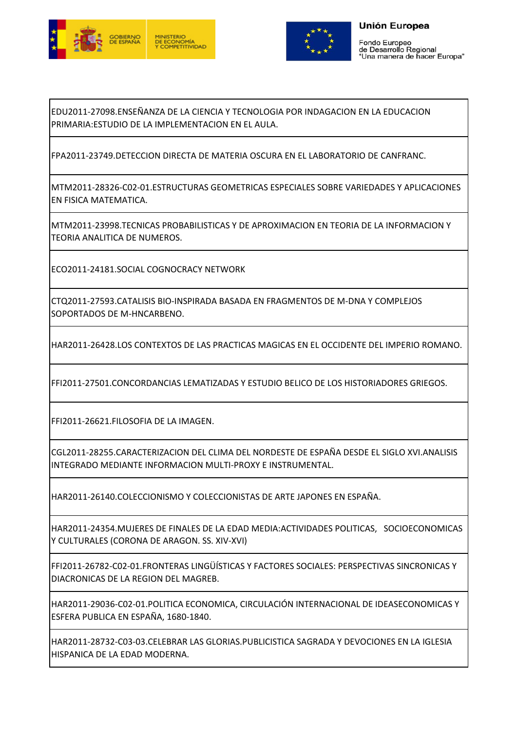| |
|---|
| EDU2011-27098.ENSEÑANZA DE LA CIENCIA Y TECNOLOGIA POR INDAGACION EN LA EDUCACION PRIMARIA:ESTUDIO DE LA IMPLEMENTACION EN EL AULA. |
| FPA2011-23749.DETECCION DIRECTA DE MATERIA OSCURA EN EL LABORATORIO DE CANFRANC. |
| MTM2011-28326-C02-01.ESTRUCTURAS GEOMETRICAS ESPECIALES SOBRE VARIEDADES Y APLICACIONES EN FISICA MATEMATICA. |
| MTM2011-23998.TECNICAS PROBABILISTICAS Y DE APROXIMACION EN TEORIA DE LA INFORMACION Y TEORIA ANALITICA DE NUMEROS. |
| ECO2011-24181.SOCIAL COGNOCRACY NETWORK |
| CTQ2011-27593.CATALISIS BIO-INSPIRADA BASADA EN FRAGMENTOS DE M-DNA Y COMPLEJOS SOPORTADOS DE M-HNCARBENO. |
| HAR2011-26428.LOS CONTEXTOS DE LAS PRACTICAS MAGICAS EN EL OCCIDENTE DEL IMPERIO ROMANO. |
| FFI2011-27501.CONCORDANCIAS LEMATIZADAS Y ESTUDIO BELICO DE LOS HISTORIADORES GRIEGOS. |
| FFI2011-26621.FILOSOFIA DE LA IMAGEN. |
| CGL2011-28255.CARACTERIZACION DEL CLIMA DEL NORDESTE DE ESPAÑA DESDE EL SIGLO XVI.ANALISIS INTEGRADO MEDIANTE INFORMACION MULTI-PROXY E INSTRUMENTAL. |
| HAR2011-26140.COLECCIONISMO Y COLECCIONISTAS DE ARTE JAPONES EN ESPAÑA. |
| HAR2011-24354.MUJERES DE FINALES DE LA EDAD MEDIA:ACTIVIDADES POLITICAS, SOCIOECONOMICAS Y CULTURALES (CORONA DE ARAGON. SS. XIV-XVI) |
| FFI2011-26782-C02-01.FRONTERAS LINGÜÍSTICAS Y FACTORES SOCIALES: PERSPECTIVAS SINCRONICAS Y DIACRONICAS DE LA REGION DEL MAGREB. |
| HAR2011-29036-C02-01.POLITICA ECONOMICA, CIRCULACIÓN INTERNACIONAL DE IDEASECONOMICAS Y ESFERA PUBLICA EN ESPAÑA, 1680-1840. |
| HAR2011-28732-C03-03.CELEBRAR LAS GLORIAS.PUBLICISTICA SAGRADA Y DEVOCIONES EN LA IGLESIA HISPANICA DE LA EDAD MODERNA. |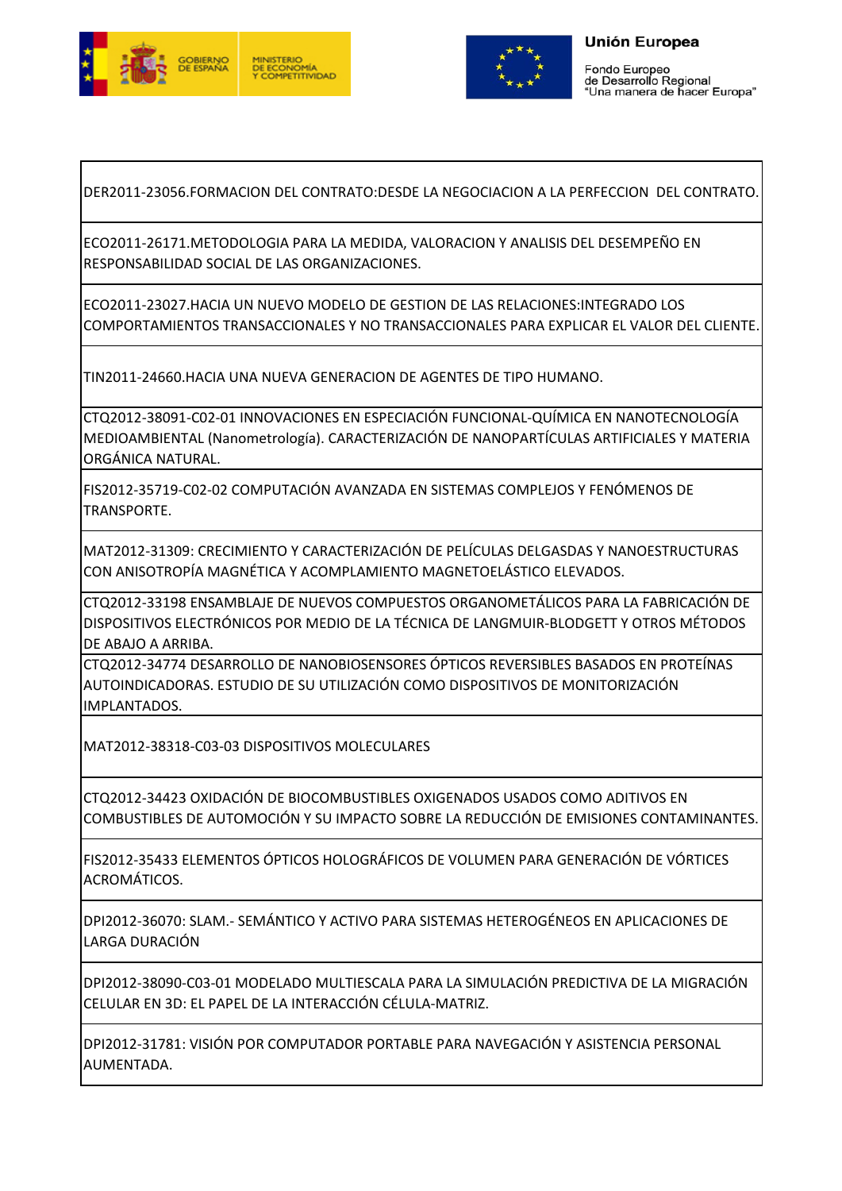| |
|---|
| DER2011-23056.FORMACION DEL CONTRATO:DESDE LA NEGOCIACION A LA PERFECCION DEL CONTRATO. |
| ECO2011-26171.METODOLOGIA PARA LA MEDIDA, VALORACION Y ANALISIS DEL DESEMPEÑO EN RESPONSABILIDAD SOCIAL DE LAS ORGANIZACIONES. |
| ECO2011-23027.HACIA UN NUEVO MODELO DE GESTION DE LAS RELACIONES:INTEGRADO LOS COMPORTAMIENTOS TRANSACCIONALES Y NO TRANSACCIONALES PARA EXPLICAR EL VALOR DEL CLIENTE. |
| TIN2011-24660.HACIA UNA NUEVA GENERACION DE AGENTES DE TIPO HUMANO. |
| CTQ2012-38091-C02-01 INNOVACIONES EN ESPECIACIÓN FUNCIONAL-QUÍMICA EN NANOTECNOLOGÍA MEDIOAMBIENTAL (Nanometrología). CARACTERIZACIÓN DE NANOPARTÍCULAS ARTIFICIALES Y MATERIA ORGÁNICA NATURAL. |
| FIS2012-35719-C02-02 COMPUTACIÓN AVANZADA EN SISTEMAS COMPLEJOS Y FENÓMENOS DE TRANSPORTE. |
| MAT2012-31309: CRECIMIENTO Y CARACTERIZACIÓN DE PELÍCULAS DELGASDAS Y NANOESTRUCTURAS CON ANISOTROPÍA MAGNÉTICA Y ACOMPLAMIENTO MAGNETOELÁSTICO ELEVADOS. |
| CTQ2012-33198 ENSAMBLAJE DE NUEVOS COMPUESTOS ORGANOMETÁLICOS PARA LA FABRICACIÓN DE DISPOSITIVOS ELECTRÓNICOS POR MEDIO DE LA TÉCNICA DE LANGMUIR-BLODGETT Y OTROS MÉTODOS DE ABAJO A ARRIBA. |
| CTQ2012-34774 DESARROLLO DE NANOBIOSENSORES ÓPTICOS REVERSIBLES BASADOS EN PROTEÍNAS AUTOINDICADORAS. ESTUDIO DE SU UTILIZACIÓN COMO DISPOSITIVOS DE MONITORIZACIÓN IMPLANTADOS. |
| MAT2012-38318-C03-03 DISPOSITIVOS MOLECULARES |
| CTQ2012-34423 OXIDACIÓN DE BIOCOMBUSTIBLES OXIGENADOS USADOS COMO ADITIVOS EN COMBUSTIBLES DE AUTOMOCIÓN Y SU IMPACTO SOBRE LA REDUCCIÓN DE EMISIONES CONTAMINANTES. |
| FIS2012-35433 ELEMENTOS ÓPTICOS HOLOGRÁFICOS DE VOLUMEN PARA GENERACIÓN DE VÓRTICES ACROMÁTICOS. |
| DPI2012-36070: SLAM.- SEMÁNTICO Y ACTIVO PARA SISTEMAS HETEROGÉNEOS EN APLICACIONES DE LARGA DURACIÓN |
| DPI2012-38090-C03-01 MODELADO MULTIESCALA PARA LA SIMULACIÓN PREDICTIVA DE LA MIGRACIÓN CELULAR EN 3D: EL PAPEL DE LA INTERACCIÓN CÉLULA-MATRIZ. |
| DPI2012-31781: VISIÓN POR COMPUTADOR PORTABLE PARA NAVEGACIÓN Y ASISTENCIA PERSONAL AUMENTADA. |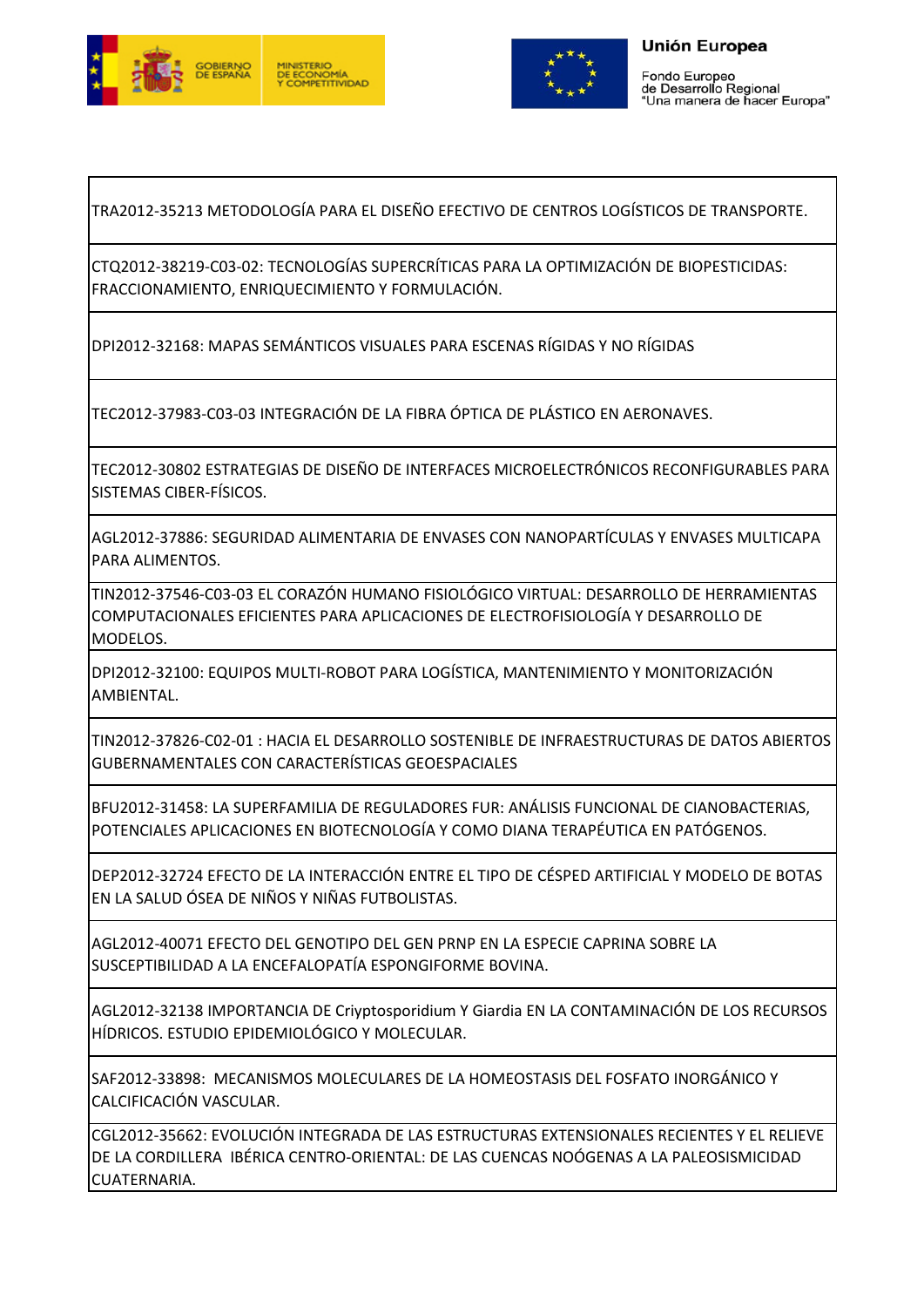| |
|---|
| TRA2012-35213 METODOLOGÍA PARA EL DISEÑO EFECTIVO DE CENTROS LOGÍSTICOS DE TRANSPORTE. |
| CTQ2012-38219-C03-02: TECNOLOGÍAS SUPERCRÍTICAS PARA LA OPTIMIZACIÓN DE BIOPESTICIDAS: FRACCIONAMIENTO, ENRIQUECIMIENTO Y FORMULACIÓN. |
| DPI2012-32168: MAPAS SEMÁNTICOS VISUALES PARA ESCENAS RÍGIDAS Y NO RÍGIDAS |
| TEC2012-37983-C03-03 INTEGRACIÓN DE LA FIBRA ÓPTICA DE PLÁSTICO EN AERONAVES. |
| TEC2012-30802 ESTRATEGIAS DE DISEÑO DE INTERFACES MICROELECTRÓNICOS RECONFIGURABLES PARA SISTEMAS CIBER-FÍSICOS. |
| AGL2012-37886: SEGURIDAD ALIMENTARIA DE ENVASES CON NANOPARTÍCULAS Y ENVASES MULTICAPA PARA ALIMENTOS. |
| TIN2012-37546-C03-03 EL CORAZÓN HUMANO FISIOLÓGICO VIRTUAL: DESARROLLO DE HERRAMIENTAS COMPUTACIONALES EFICIENTES PARA APLICACIONES DE ELECTROFISIOLOGÍA Y DESARROLLO DE MODELOS. |
| DPI2012-32100: EQUIPOS MULTI-ROBOT PARA LOGÍSTICA, MANTENIMIENTO Y MONITORIZACIÓN AMBIENTAL. |
| TIN2012-37826-C02-01 : HACIA EL DESARROLLO SOSTENIBLE DE INFRAESTRUCTURAS DE DATOS ABIERTOS GUBERNAMENTALES CON CARACTERÍSTICAS GEOESPACIALES |
| BFU2012-31458: LA SUPERFAMILIA DE REGULADORES FUR: ANÁLISIS FUNCIONAL DE CIANOBACTERIAS, POTENCIALES APLICACIONES EN BIOTECNOLOGÍA Y COMO DIANA TERAPÉUTICA EN PATÓGENOS. |
| DEP2012-32724 EFECTO DE LA INTERACCIÓN ENTRE EL TIPO DE CÉSPED ARTIFICIAL Y MODELO DE BOTAS EN LA SALUD ÓSEA DE NIÑOS Y NIÑAS FUTBOLISTAS. |
| AGL2012-40071 EFECTO DEL GENOTIPO DEL GEN PRNP EN LA ESPECIE CAPRINA SOBRE LA SUSCEPTIBILIDAD A LA ENCEFALOPATÍA ESPONGIFORME BOVINA. |
| AGL2012-32138 IMPORTANCIA DE Criyptosporidium Y Giardia EN LA CONTAMINACIÓN DE LOS RECURSOS HÍDRICOS. ESTUDIO EPIDEMIOLÓGICO Y MOLECULAR. |
| SAF2012-33898: MECANISMOS MOLECULARES DE LA HOMEOSTASIS DEL FOSFATO INORGÁNICO Y CALCIFICACIÓN VASCULAR. |
| CGL2012-35662: EVOLUCIÓN INTEGRADA DE LAS ESTRUCTURAS EXTENSIONALES RECIENTES Y EL RELIEVE DE LA CORDILLERA IBÉRICA CENTRO-ORIENTAL: DE LAS CUENCAS NOÓGENAS A LA PALEOSISMICIDAD CUATERNARIA. |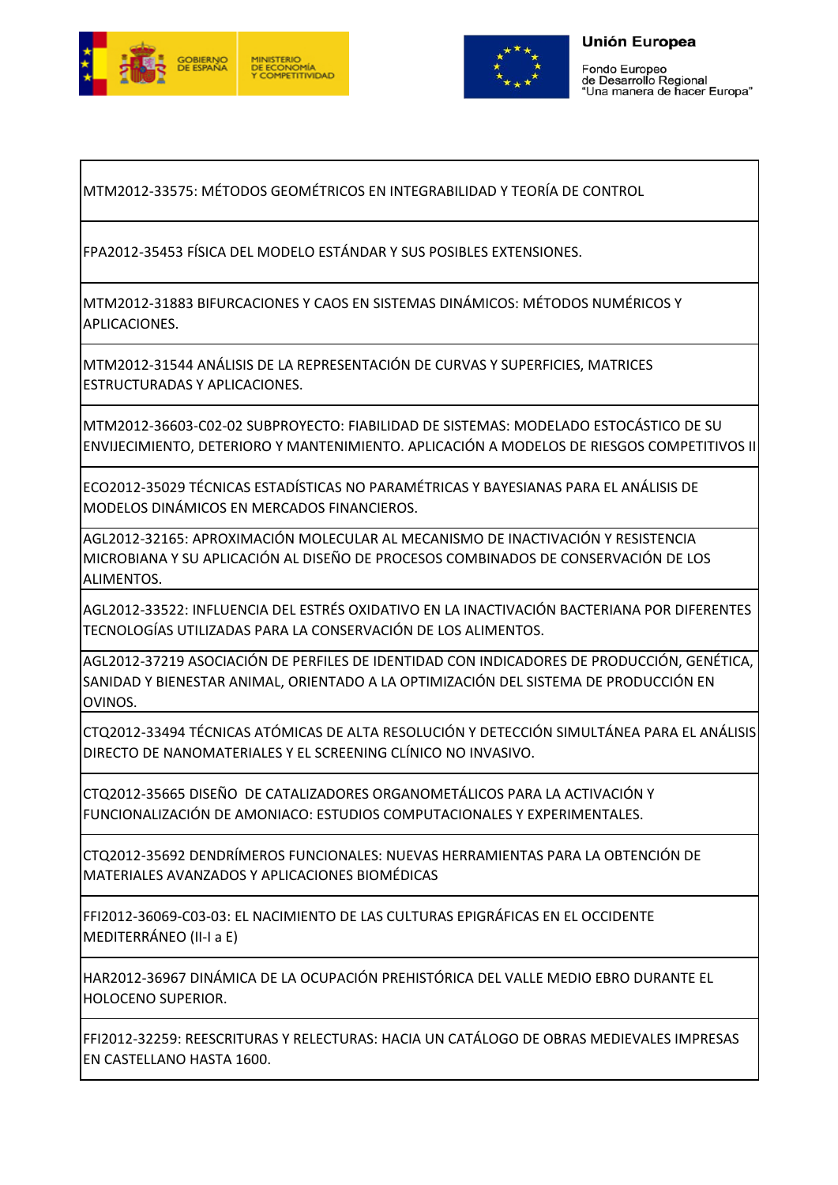| |
|---|
| MTM2012-33575: MÉTODOS GEOMÉTRICOS EN INTEGRABILIDAD Y TEORÍA DE CONTROL |
| FPA2012-35453 FÍSICA DEL MODELO ESTÁNDAR Y SUS POSIBLES EXTENSIONES. |
| MTM2012-31883 BIFURCACIONES Y CAOS EN SISTEMAS DINÁMICOS: MÉTODOS NUMÉRICOS Y APLICACIONES. |
| MTM2012-31544 ANÁLISIS DE LA REPRESENTACIÓN DE CURVAS Y SUPERFICIES, MATRICES ESTRUCTURADAS Y APLICACIONES. |
| MTM2012-36603-C02-02 SUBPROYECTO: FIABILIDAD DE SISTEMAS: MODELADO ESTOCÁSTICO DE SU ENVIJECIMIENTO, DETERIORO Y MANTENIMIENTO. APLICACIÓN A MODELOS DE RIESGOS COMPETITIVOS II |
| ECO2012-35029 TÉCNICAS ESTADÍSTICAS NO PARAMÉTRICAS Y BAYESIANAS PARA EL ANÁLISIS DE MODELOS DINÁMICOS EN MERCADOS FINANCIEROS. |
| AGL2012-32165: APROXIMACIÓN MOLECULAR AL MECANISMO DE INACTIVACIÓN Y RESISTENCIA MICROBIANA Y SU APLICACIÓN AL DISEÑO DE PROCESOS COMBINADOS DE CONSERVACIÓN DE LOS ALIMENTOS. |
| AGL2012-33522: INFLUENCIA DEL ESTRÉS OXIDATIVO EN LA INACTIVACIÓN BACTERIANA POR DIFERENTES TECNOLOGÍAS UTILIZADAS PARA LA CONSERVACIÓN DE LOS ALIMENTOS. |
| AGL2012-37219 ASOCIACIÓN DE PERFILES DE IDENTIDAD CON INDICADORES DE PRODUCCIÓN, GENÉTICA, SANIDAD Y BIENESTAR ANIMAL, ORIENTADO A LA OPTIMIZACIÓN DEL SISTEMA DE PRODUCCIÓN EN OVINOS. |
| CTQ2012-33494 TÉCNICAS ATÓMICAS DE ALTA RESOLUCIÓN Y DETECCIÓN SIMULTÁNEA PARA EL ANÁLISIS DIRECTO DE NANOMATERIALES Y EL SCREENING CLÍNICO NO INVASIVO. |
| CTQ2012-35665 DISEÑO DE CATALIZADORES ORGANOMETÁLICOS PARA LA ACTIVACIÓN Y FUNCIONALIZACIÓN DE AMONIACO: ESTUDIOS COMPUTACIONALES Y EXPERIMENTALES. |
| CTQ2012-35692 DENDRÍMEROS FUNCIONALES: NUEVAS HERRAMIENTAS PARA LA OBTENCIÓN DE MATERIALES AVANZADOS Y APLICACIONES BIOMÉDICAS |
| FFI2012-36069-C03-03: EL NACIMIENTO DE LAS CULTURAS EPIGRÁFICAS EN EL OCCIDENTE MEDITERRÁNEO (II-I a E) |
| HAR2012-36967 DINÁMICA DE LA OCUPACIÓN PREHISTÓRICA DEL VALLE MEDIO EBRO DURANTE EL HOLOCENO SUPERIOR. |
| FFI2012-32259: REESCRITURAS Y RELECTURAS: HACIA UN CATÁLOGO DE OBRAS MEDIEVALES IMPRESAS EN CASTELLANO HASTA 1600. |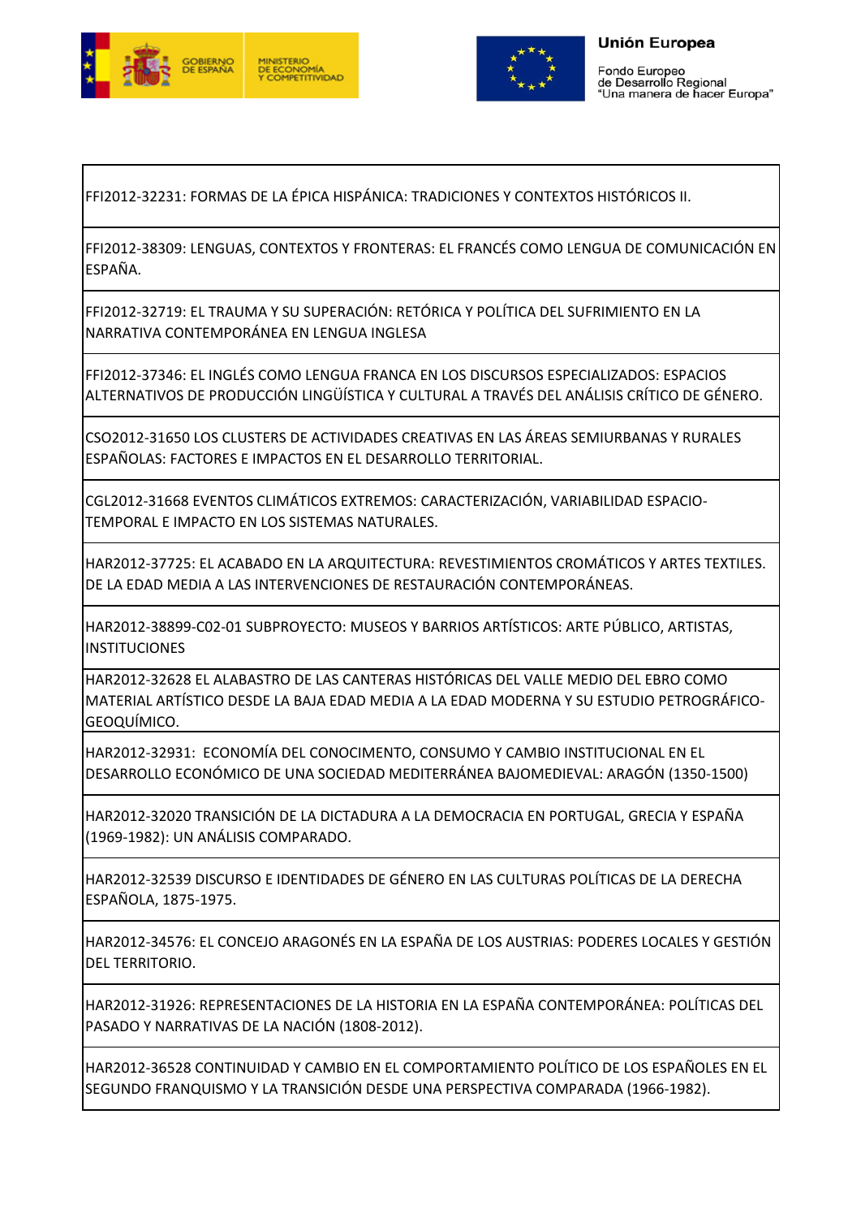| FFI2012-32231: FORMAS DE LA ÉPICA HISPÁNICA: TRADICIONES Y CONTEXTOS HISTÓRICOS II. |
|---|
| FFI2012-38309: LENGUAS, CONTEXTOS Y FRONTERAS: EL FRANCÉS COMO LENGUA DE COMUNICACIÓN EN ESPAÑA. |
| FFI2012-32719: EL TRAUMA Y SU SUPERACIÓN: RETÓRICA Y POLÍTICA DEL SUFRIMIENTO EN LA NARRATIVA CONTEMPORÁNEA EN LENGUA INGLESA |
| FFI2012-37346: EL INGLÉS COMO LENGUA FRANCA EN LOS DISCURSOS ESPECIALIZADOS: ESPACIOS ALTERNATIVOS DE PRODUCCIÓN LINGÜÍSTICA Y CULTURAL A TRAVÉS DEL ANÁLISIS CRÍTICO DE GÉNERO. |
| CSO2012-31650 LOS CLUSTERS DE ACTIVIDADES CREATIVAS EN LAS ÁREAS SEMIURBANAS Y RURALES ESPAÑOLAS: FACTORES E IMPACTOS EN EL DESARROLLO TERRITORIAL. |
| CGL2012-31668 EVENTOS CLIMÁTICOS EXTREMOS: CARACTERIZACIÓN, VARIABILIDAD ESPACIO-TEMPORAL E IMPACTO EN LOS SISTEMAS NATURALES. |
| HAR2012-37725: EL ACABADO EN LA ARQUITECTURA: REVESTIMIENTOS CROMÁTICOS Y ARTES TEXTILES. DE LA EDAD MEDIA A LAS INTERVENCIONES DE RESTAURACIÓN CONTEMPORÁNEAS. |
| HAR2012-38899-C02-01 SUBPROYECTO: MUSEOS Y BARRIOS ARTÍSTICOS: ARTE PÚBLICO, ARTISTAS, INSTITUCIONES |
| HAR2012-32628 EL ALABASTRO DE LAS CANTERAS HISTÓRICAS DEL VALLE MEDIO DEL EBRO COMO MATERIAL ARTÍSTICO DESDE LA BAJA EDAD MEDIA A LA EDAD MODERNA Y SU ESTUDIO PETROGRÁFICO-GEOQUÍMICO. |
| HAR2012-32931: ECONOMÍA DEL CONOCIMENTO, CONSUMO Y CAMBIO INSTITUCIONAL EN EL DESARROLLO ECONÓMICO DE UNA SOCIEDAD MEDITERRÁNEA BAJOMEDIEVAL: ARAGÓN (1350-1500) |
| HAR2012-32020 TRANSICIÓN DE LA DICTADURA A LA DEMOCRACIA EN PORTUGAL, GRECIA Y ESPAÑA (1969-1982): UN ANÁLISIS COMPARADO. |
| HAR2012-32539 DISCURSO E IDENTIDADES DE GÉNERO EN LAS CULTURAS POLÍTICAS DE LA DERECHA ESPAÑOLA, 1875-1975. |
| HAR2012-34576: EL CONCEJO ARAGONÉS EN LA ESPAÑA DE LOS AUSTRIAS: PODERES LOCALES Y GESTIÓN DEL TERRITORIO. |
| HAR2012-31926: REPRESENTACIONES DE LA HISTORIA EN LA ESPAÑA CONTEMPORÁNEA: POLÍTICAS DEL PASADO Y NARRATIVAS DE LA NACIÓN (1808-2012). |
| HAR2012-36528 CONTINUIDAD Y CAMBIO EN EL COMPORTAMIENTO POLÍTICO DE LOS ESPAÑOLES EN EL SEGUNDO FRANQUISMO Y LA TRANSICIÓN DESDE UNA PERSPECTIVA COMPARADA (1966-1982). |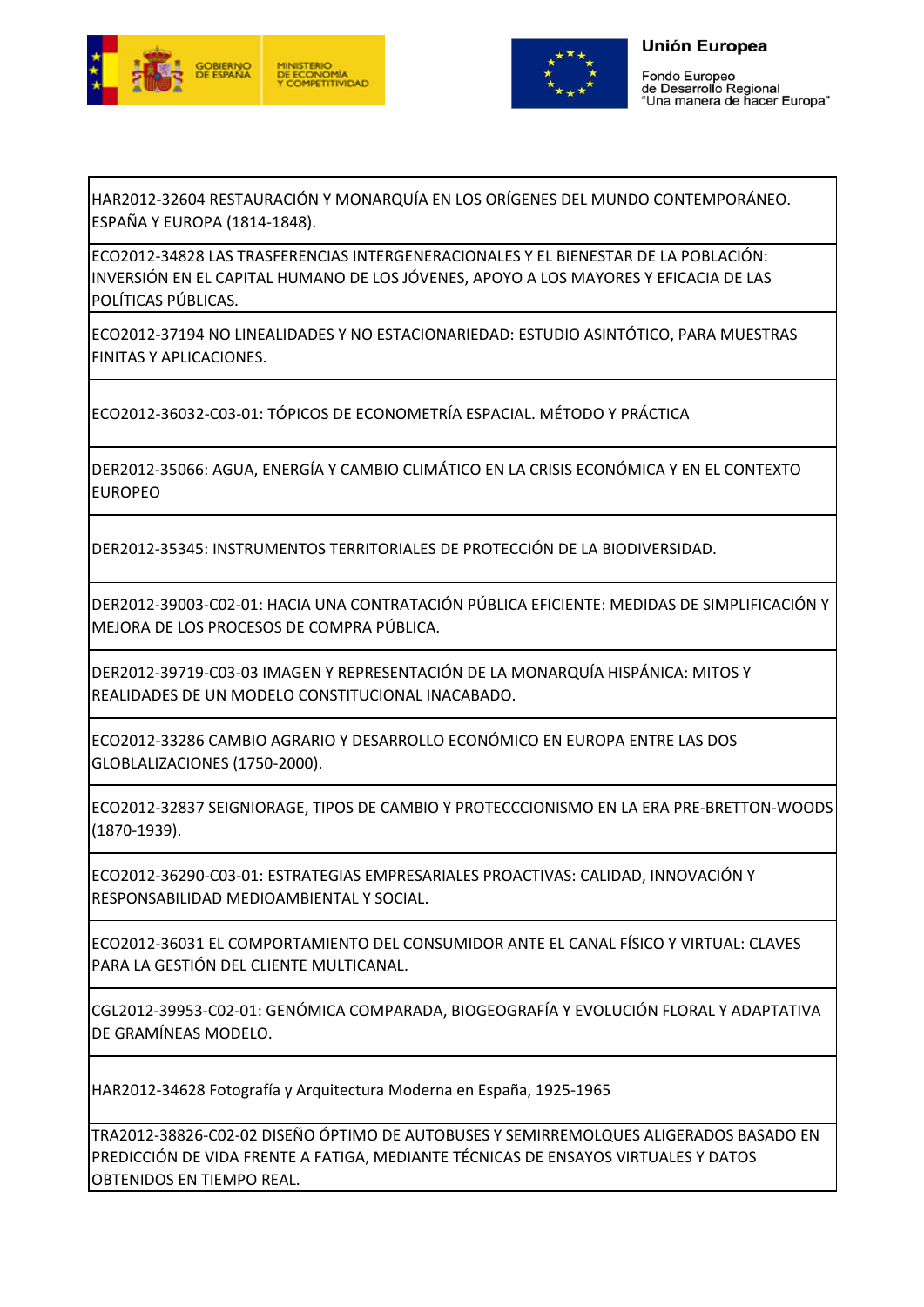| |
|---|
| HAR2012-32604 RESTAURACIÓN Y MONARQUÍA EN LOS ORÍGENES DEL MUNDO CONTEMPORÁNEO. ESPAÑA Y EUROPA (1814-1848). |
| ECO2012-34828 LAS TRASFERENCIAS INTERGENERACIONALES Y EL BIENESTAR DE LA POBLACIÓN: INVERSIÓN EN EL CAPITAL HUMANO DE LOS JÓVENES, APOYO A LOS MAYORES Y EFICACIA DE LAS POLÍTICAS PÚBLICAS. |
| ECO2012-37194 NO LINEALIDADES Y NO ESTACIONARIEDAD: ESTUDIO ASINTÓTICO, PARA MUESTRAS FINITAS Y APLICACIONES. |
| ECO2012-36032-C03-01: TÓPICOS DE ECONOMETRÍA ESPACIAL. MÉTODO Y PRÁCTICA |
| DER2012-35066: AGUA, ENERGÍA Y CAMBIO CLIMÁTICO EN LA CRISIS ECONÓMICA Y EN EL CONTEXTO EUROPEO |
| DER2012-35345: INSTRUMENTOS TERRITORIALES DE PROTECCIÓN DE LA BIODIVERSIDAD. |
| DER2012-39003-C02-01: HACIA UNA CONTRATACIÓN PÚBLICA EFICIENTE: MEDIDAS DE SIMPLIFICACIÓN Y MEJORA DE LOS PROCESOS DE COMPRA PÚBLICA. |
| DER2012-39719-C03-03 IMAGEN Y REPRESENTACIÓN DE LA MONARQUÍA HISPÁNICA: MITOS Y REALIDADES DE UN MODELO CONSTITUCIONAL INACABADO. |
| ECO2012-33286 CAMBIO AGRARIO Y DESARROLLO ECONÓMICO EN EUROPA ENTRE LAS DOS GLOBLALIZACIONES (1750-2000). |
| ECO2012-32837 SEIGNIORAGE, TIPOS DE CAMBIO Y PROTECCCIONISMO EN LA ERA PRE-BRETTON-WOODS (1870-1939). |
| ECO2012-36290-C03-01: ESTRATEGIAS EMPRESARIALES PROACTIVAS: CALIDAD, INNOVACIÓN Y RESPONSABILIDAD MEDIOAMBIENTAL Y SOCIAL. |
| ECO2012-36031 EL COMPORTAMIENTO DEL CONSUMIDOR ANTE EL CANAL FÍSICO Y VIRTUAL: CLAVES PARA LA GESTIÓN DEL CLIENTE MULTICANAL. |
| CGL2012-39953-C02-01: GENÓMICA COMPARADA, BIOGEOGRAFÍA Y EVOLUCIÓN FLORAL Y ADAPTATIVA DE GRAMÍNEAS MODELO. |
| HAR2012-34628 Fotografía y Arquitectura Moderna en España, 1925-1965 |
| TRA2012-38826-C02-02 DISEÑO ÓPTIMO DE AUTOBUSES Y SEMIRREMOLQUES ALIGERADOS BASADO EN PREDICCIÓN DE VIDA FRENTE A FATIGA, MEDIANTE TÉCNICAS DE ENSAYOS VIRTUALES Y DATOS OBTENIDOS EN TIEMPO REAL. |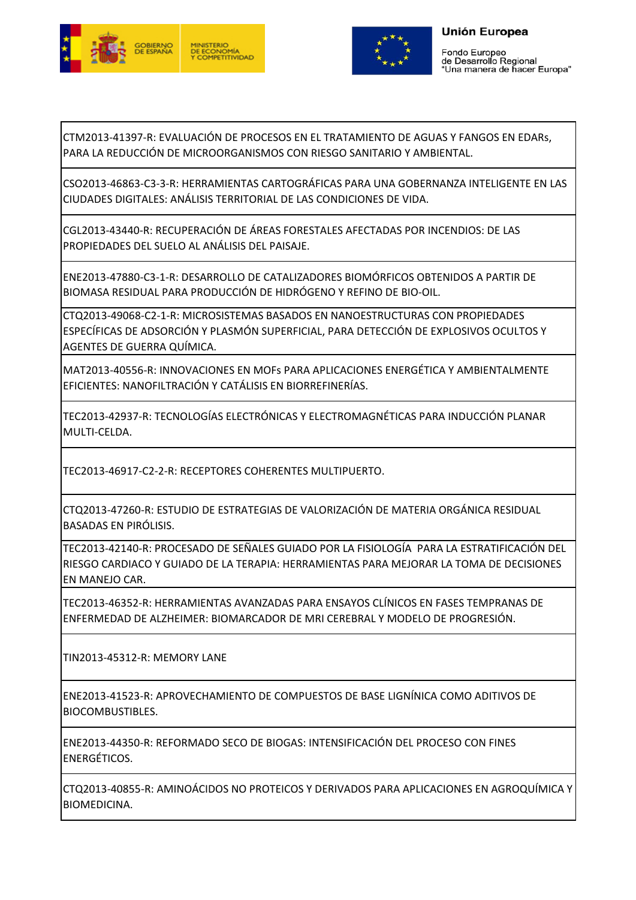| |
|---|
| CTM2013-41397-R: EVALUACIÓN DE PROCESOS EN EL TRATAMIENTO DE AGUAS Y FANGOS EN EDARs, PARA LA REDUCCIÓN DE MICROORGANISMOS CON RIESGO SANITARIO Y AMBIENTAL. |
| CSO2013-46863-C3-3-R: HERRAMIENTAS CARTOGRÁFICAS PARA UNA GOBERNANZA INTELIGENTE EN LAS CIUDADES DIGITALES: ANÁLISIS TERRITORIAL DE LAS CONDICIONES DE VIDA. |
| CGL2013-43440-R: RECUPERACIÓN DE ÁREAS FORESTALES AFECTADAS POR INCENDIOS: DE LAS PROPIEDADES DEL SUELO AL ANÁLISIS DEL PAISAJE. |
| ENE2013-47880-C3-1-R: DESARROLLO DE CATALIZADORES BIOMÓRFICOS OBTENIDOS A PARTIR DE BIOMASA RESIDUAL PARA PRODUCCIÓN DE HIDRÓGENO Y REFINO DE BIO-OIL. |
| CTQ2013-49068-C2-1-R: MICROSISTEMAS BASADOS EN NANOESTRUCTURAS CON PROPIEDADES ESPECÍFICAS DE ADSORCIÓN Y PLASMÓN SUPERFICIAL, PARA DETECCIÓN DE EXPLOSIVOS OCULTOS Y AGENTES DE GUERRA QUÍMICA. |
| MAT2013-40556-R: INNOVACIONES EN MOFs PARA APLICACIONES ENERGÉTICA Y AMBIENTALMENTE EFICIENTES: NANOFILTRACIÓN Y CATÁLISIS EN BIORREFINERÍAS. |
| TEC2013-42937-R: TECNOLOGÍAS ELECTRÓNICAS Y ELECTROMAGNÉTICAS PARA INDUCCIÓN PLANAR MULTI-CELDA. |
| TEC2013-46917-C2-2-R: RECEPTORES COHERENTES MULTIPUERTO. |
| CTQ2013-47260-R: ESTUDIO DE ESTRATEGIAS DE VALORIZACIÓN DE MATERIA ORGÁNICA RESIDUAL BASADAS EN PIRÓLISIS. |
| TEC2013-42140-R: PROCESADO DE SEÑALES GUIADO POR LA FISIOLOGÍA PARA LA ESTRATIFICACIÓN DEL RIESGO CARDIACO Y GUIADO DE LA TERAPIA: HERRAMIENTAS PARA MEJORAR LA TOMA DE DECISIONES EN MANEJO CAR. |
| TEC2013-46352-R: HERRAMIENTAS AVANZADAS PARA ENSAYOS CLÍNICOS EN FASES TEMPRANAS DE ENFERMEDAD DE ALZHEIMER: BIOMARCADOR DE MRI CEREBRAL Y MODELO DE PROGRESIÓN. |
| TIN2013-45312-R: MEMORY LANE |
| ENE2013-41523-R: APROVECHAMIENTO DE COMPUESTOS DE BASE LIGNÍNICA COMO ADITIVOS DE BIOCOMBUSTIBLES. |
| ENE2013-44350-R: REFORMADO SECO DE BIOGAS: INTENSIFICACIÓN DEL PROCESO CON FINES ENERGÉTICOS. |
| CTQ2013-40855-R: AMINOÁCIDOS NO PROTEICOS Y DERIVADOS PARA APLICACIONES EN AGROQUÍMICA Y BIOMEDICINA. |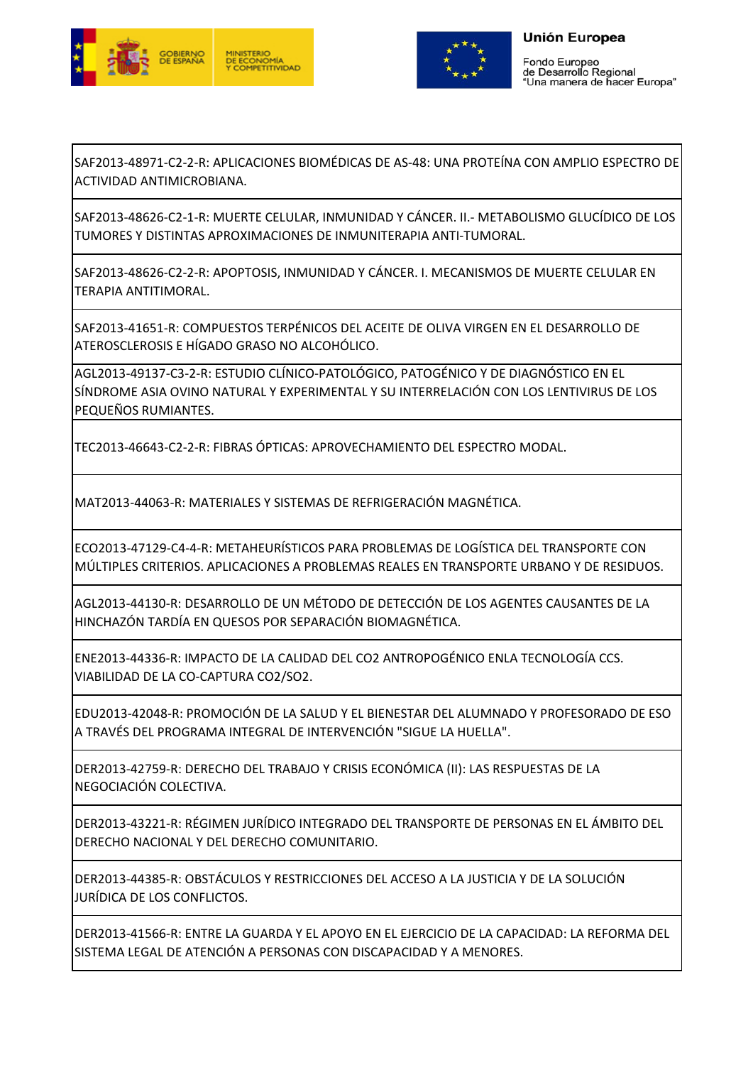| SAF2013-48971-C2-2-R: APLICACIONES BIOMÉDICAS DE AS-48: UNA PROTEÍNA CON AMPLIO ESPECTRO DE ACTIVIDAD ANTIMICROBIANA. |
|---|
| SAF2013-48626-C2-1-R: MUERTE CELULAR, INMUNIDAD Y CÁNCER. II.- METABOLISMO GLUCÍDICO DE LOS TUMORES Y DISTINTAS APROXIMACIONES DE INMUNITERAPIA ANTI-TUMORAL. |
| SAF2013-48626-C2-2-R: APOPTOSIS, INMUNIDAD Y CÁNCER. I. MECANISMOS DE MUERTE CELULAR EN TERAPIA ANTITIMORAL. |
| SAF2013-41651-R: COMPUESTOS TERPÉNICOS DEL ACEITE DE OLIVA VIRGEN EN EL DESARROLLO DE ATEROSCLEROSIS E HÍGADO GRASO NO ALCOHÓLICO. |
| AGL2013-49137-C3-2-R: ESTUDIO CLÍNICO-PATOLÓGICO, PATOGÉNICO Y DE DIAGNÓSTICO EN EL SÍNDROME ASIA OVINO NATURAL Y EXPERIMENTAL Y SU INTERRELACIÓN CON LOS LENTIVIRUS DE LOS PEQUEÑOS RUMIANTES. |
| TEC2013-46643-C2-2-R: FIBRAS ÓPTICAS: APROVECHAMIENTO DEL ESPECTRO MODAL. |
| MAT2013-44063-R: MATERIALES Y SISTEMAS DE REFRIGERACIÓN MAGNÉTICA. |
| ECO2013-47129-C4-4-R: METAHEURÍSTICOS PARA PROBLEMAS DE LOGÍSTICA DEL TRANSPORTE CON MÚLTIPLES CRITERIOS. APLICACIONES A PROBLEMAS REALES EN TRANSPORTE URBANO Y DE RESIDUOS. |
| AGL2013-44130-R: DESARROLLO DE UN MÉTODO DE DETECCIÓN DE LOS AGENTES CAUSANTES DE LA HINCHAZÓN TARDÍA EN QUESOS POR SEPARACIÓN BIOMAGNÉTICA. |
| ENE2013-44336-R: IMPACTO DE LA CALIDAD DEL $CO_2$ ANTROPOGÉNICO ENLA TECNOLOGÍA CCS. VIABILIDAD DE LA CO-CAPTURA $CO_2/SO_2$. |
| EDU2013-42048-R: PROMOCIÓN DE LA SALUD Y EL BIENESTAR DEL ALUMNADO Y PROFESORADO DE ESO A TRAVÉS DEL PROGRAMA INTEGRAL DE INTERVENCIÓN "SIGUE LA HUELLA". |
| DER2013-42759-R: DERECHO DEL TRABAJO Y CRISIS ECONÓMICA (II): LAS RESPUESTAS DE LA NEGOCIACIÓN COLECTIVA. |
| DER2013-43221-R: RÉGIMEN JURÍDICO INTEGRADO DEL TRANSPORTE DE PERSONAS EN EL ÁMBITO DEL DERECHO NACIONAL Y DEL DERECHO COMUNITARIO. |
| DER2013-44385-R: OBSTÁCULOS Y RESTRICCIONES DEL ACCESO A LA JUSTICIA Y DE LA SOLUCIÓN JURÍDICA DE LOS CONFLICTOS. |
| DER2013-41566-R: ENTRE LA GUARDA Y EL APOYO EN EL EJERCICIO DE LA CAPACIDAD: LA REFORMA DEL SISTEMA LEGAL DE ATENCIÓN A PERSONAS CON DISCAPACIDAD Y A MENORES. |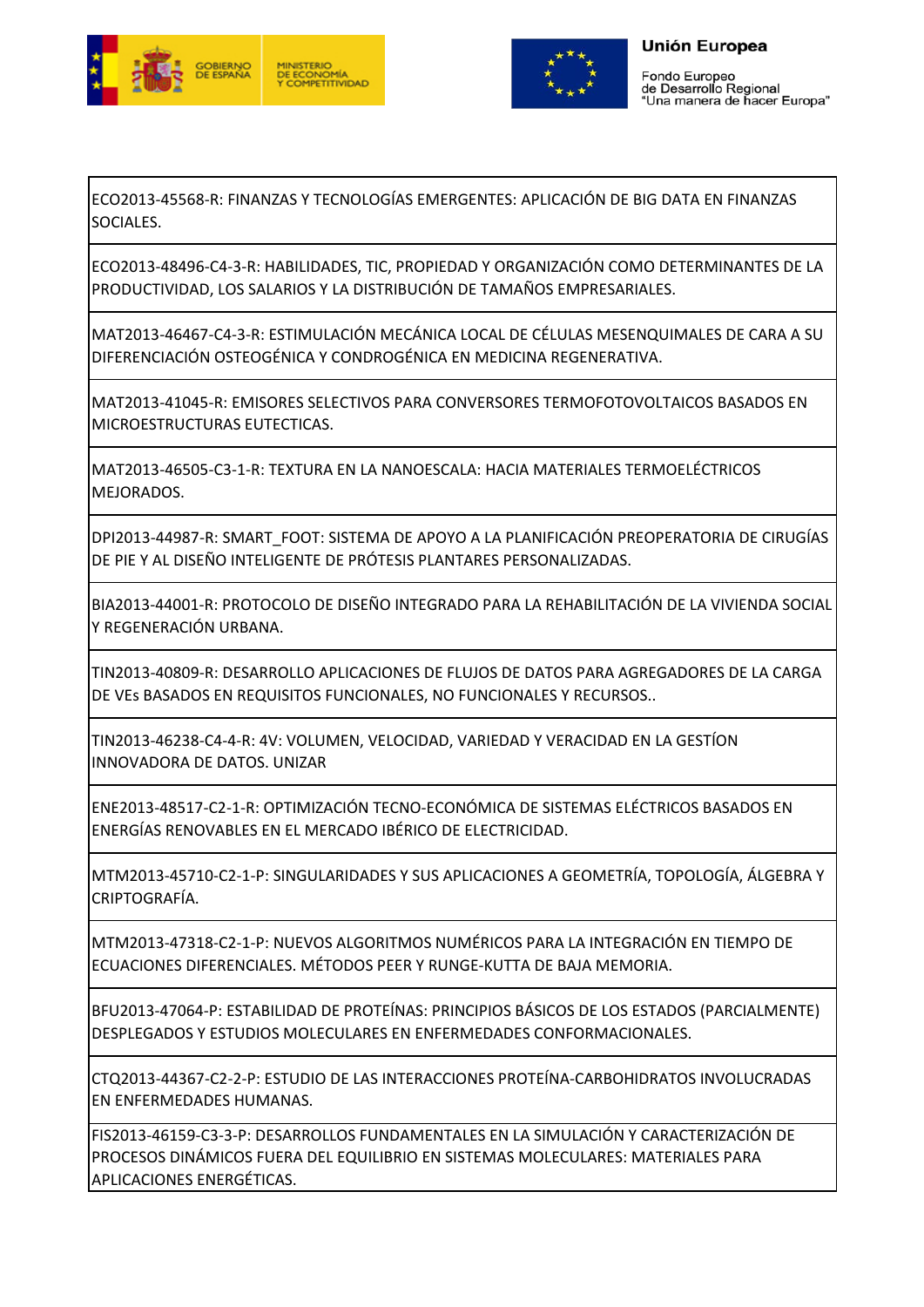| |
|---|
| ECO2013-45568-R: FINANZAS Y TECNOLOGÍAS EMERGENTES: APLICACIÓN DE BIG DATA EN FINANZAS SOCIALES. |
| ECO2013-48496-C4-3-R: HABILIDADES, TIC, PROPIEDAD Y ORGANIZACIÓN COMO DETERMINANTES DE LA PRODUCTIVIDAD, LOS SALARIOS Y LA DISTRIBUCIÓN DE TAMAÑOS EMPRESARIALES. |
| MAT2013-46467-C4-3-R: ESTIMULACIÓN MECÁNICA LOCAL DE CÉLULAS MESENQUIMALES DE CARA A SU DIFERENCIACIÓN OSTEOGÉNICA Y CONDROGÉNICA EN MEDICINA REGENERATIVA. |
| MAT2013-41045-R: EMISORES SELECTIVOS PARA CONVERSORES TERMOFOTOVOLTAICOS BASADOS EN MICROESTRUCTURAS EUTECTICAS. |
| MAT2013-46505-C3-1-R: TEXTURA EN LA NANOESCALA: HACIA MATERIALES TERMOELÉCTRICOS MEJORADOS. |
| DPI2013-44987-R: SMART_FOOT: SISTEMA DE APOYO A LA PLANIFICACIÓN PREOPERATORIA DE CIRUGÍAS DE PIE Y AL DISEÑO INTELIGENTE DE PRÓTESIS PLANTARES PERSONALIZADAS. |
| BIA2013-44001-R: PROTOCOLO DE DISEÑO INTEGRADO PARA LA REHABILITACIÓN DE LA VIVIENDA SOCIAL Y REGENERACIÓN URBANA. |
| TIN2013-40809-R: DESARROLLO APLICACIONES DE FLUJOS DE DATOS PARA AGREGADORES DE LA CARGA DE VEs BASADOS EN REQUISITOS FUNCIONALES, NO FUNCIONALES Y RECURSOS.. |
| TIN2013-46238-C4-4-R: 4V: VOLUMEN, VELOCIDAD, VARIEDAD Y VERACIDAD EN LA GESTÍON INNOVADORA DE DATOS. UNIZAR |
| ENE2013-48517-C2-1-R: OPTIMIZACIÓN TECNO-ECONÓMICA DE SISTEMAS ELÉCTRICOS BASADOS EN ENERGÍAS RENOVABLES EN EL MERCADO IBÉRICO DE ELECTRICIDAD. |
| MTM2013-45710-C2-1-P: SINGULARIDADES Y SUS APLICACIONES A GEOMETRÍA, TOPOLOGÍA, ÁLGEBRA Y CRIPTOGRAFÍA. |
| MTM2013-47318-C2-1-P: NUEVOS ALGORITMOS NUMÉRICOS PARA LA INTEGRACIÓN EN TIEMPO DE ECUACIONES DIFERENCIALES. MÉTODOS PEER Y RUNGE-KUTTA DE BAJA MEMORIA. |
| BFU2013-47064-P: ESTABILIDAD DE PROTEÍNAS: PRINCIPIOS BÁSICOS DE LOS ESTADOS (PARCIALMENTE) DESPLEGADOS Y ESTUDIOS MOLECULARES EN ENFERMEDADES CONFORMACIONALES. |
| CTQ2013-44367-C2-2-P: ESTUDIO DE LAS INTERACCIONES PROTEÍNA-CARBOHIDRATOS INVOLUCRADAS EN ENFERMEDADES HUMANAS. |
| FIS2013-46159-C3-3-P: DESARROLLOS FUNDAMENTALES EN LA SIMULACIÓN Y CARACTERIZACIÓN DE PROCESOS DINÁMICOS FUERA DEL EQUILIBRIO EN SISTEMAS MOLECULARES: MATERIALES PARA APLICACIONES ENERGÉTICAS. |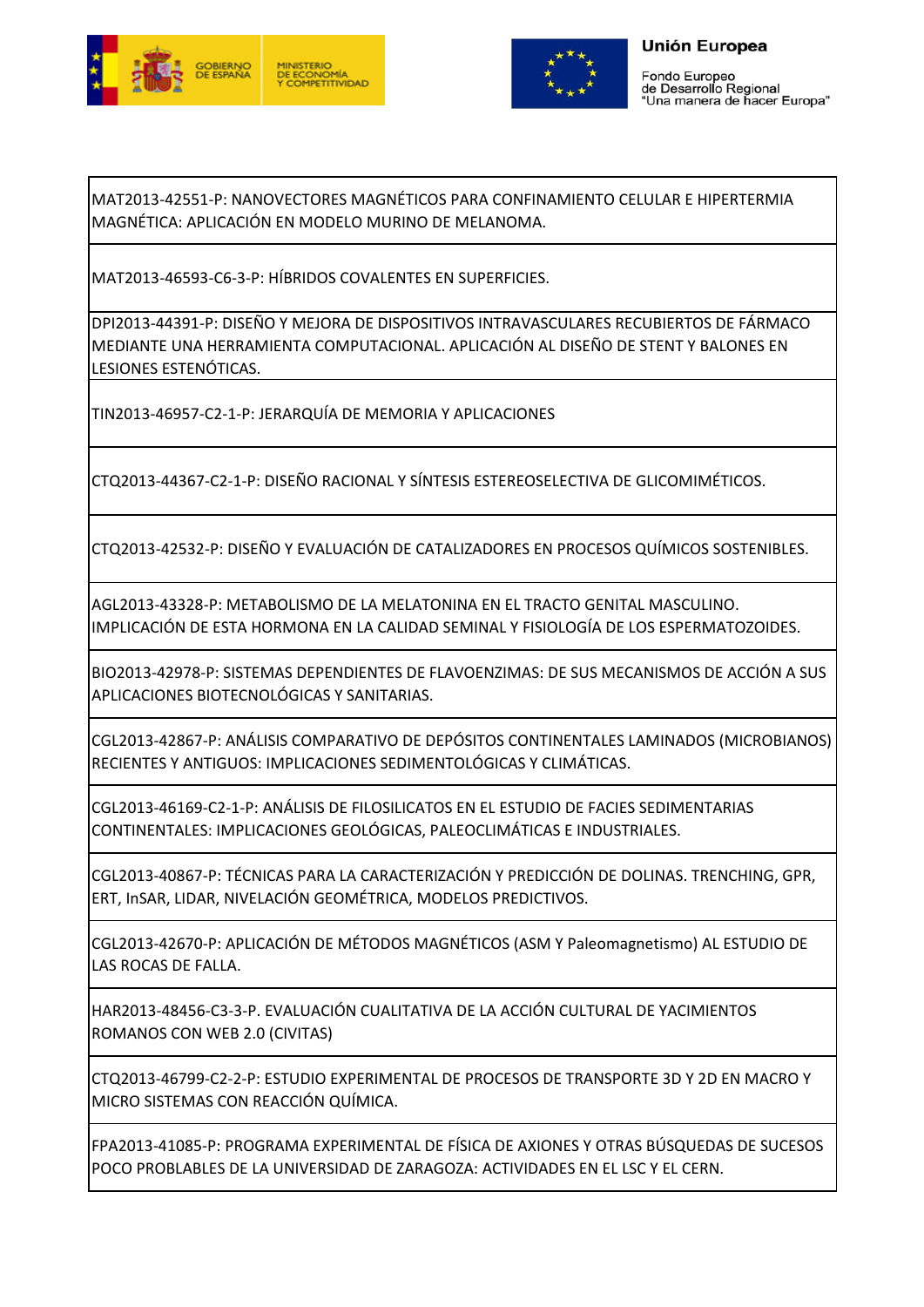| MAT2013-42551-P: NANOVECTORES MAGNÉTICOS PARA CONFINAMIENTO CELULAR E HIPERTERMIA MAGNÉTICA: APLICACIÓN EN MODELO MURINO DE MELANOMA. |
|---|
| MAT2013-46593-C6-3-P: HÍBRIDOS COVALENTES EN SUPERFICIES. |
| DPI2013-44391-P: DISEÑO Y MEJORA DE DISPOSITIVOS INTRAVASCULARES RECUBIERTOS DE FÁRMACO MEDIANTE UNA HERRAMIENTA COMPUTACIONAL. APLICACIÓN AL DISEÑO DE STENT Y BALONES EN LESIONES ESTENÓTICAS. |
| TIN2013-46957-C2-1-P: JERARQUÍA DE MEMORIA Y APLICACIONES |
| CTQ2013-44367-C2-1-P: DISEÑO RACIONAL Y SÍNTESIS ESTEREOSELECTIVA DE GLICOMIMÉTICOS. |
| CTQ2013-42532-P: DISEÑO Y EVALUACIÓN DE CATALIZADORES EN PROCESOS QUÍMICOS SOSTENIBLES. |
| AGL2013-43328-P: METABOLISMO DE LA MELATONINA EN EL TRACTO GENITAL MASCULINO. IMPLICACIÓN DE ESTA HORMONA EN LA CALIDAD SEMINAL Y FISIOLOGÍA DE LOS ESPERMATOZOIDES. |
| BIO2013-42978-P: SISTEMAS DEPENDIENTES DE FLAVOENZIMAS: DE SUS MECANISMOS DE ACCIÓN A SUS APLICACIONES BIOTECNOLÓGICAS Y SANITARIAS. |
| CGL2013-42867-P: ANÁLISIS COMPARATIVO DE DEPÓSITOS CONTINENTALES LAMINADOS (MICROBIANOS) RECIENTES Y ANTIGUOS: IMPLICACIONES SEDIMENTOLÓGICAS Y CLIMÁTICAS. |
| CGL2013-46169-C2-1-P: ANÁLISIS DE FILOSILICATOS EN EL ESTUDIO DE FACIES SEDIMENTARIAS CONTINENTALES: IMPLICACIONES GEOLÓGICAS, PALEOCLIMÁTICAS E INDUSTRIALES. |
| CGL2013-40867-P: TÉCNICAS PARA LA CARACTERIZACIÓN Y PREDICCIÓN DE DOLINAS. TRENCHING, GPR, ERT, InSAR, LIDAR, NIVELACIÓN GEOMÉTRICA, MODELOS PREDICTIVOS. |
| CGL2013-42670-P: APLICACIÓN DE MÉTODOS MAGNÉTICOS (ASM Y Paleomagnetismo) AL ESTUDIO DE LAS ROCAS DE FALLA. |
| HAR2013-48456-C3-3-P. EVALUACIÓN CUALITATIVA DE LA ACCIÓN CULTURAL DE YACIMIENTOS ROMANOS CON WEB 2.0 (CIVITAS) |
| CTQ2013-46799-C2-2-P: ESTUDIO EXPERIMENTAL DE PROCESOS DE TRANSPORTE 3D Y 2D EN MACRO Y MICRO SISTEMAS CON REACCIÓN QUÍMICA. |
| FPA2013-41085-P: PROGRAMA EXPERIMENTAL DE FÍSICA DE AXIONES Y OTRAS BÚSQUEDAS DE SUCESOS POCO PROBLABLES DE LA UNIVERSIDAD DE ZARAGOZA: ACTIVIDADES EN EL LSC Y EL CERN. |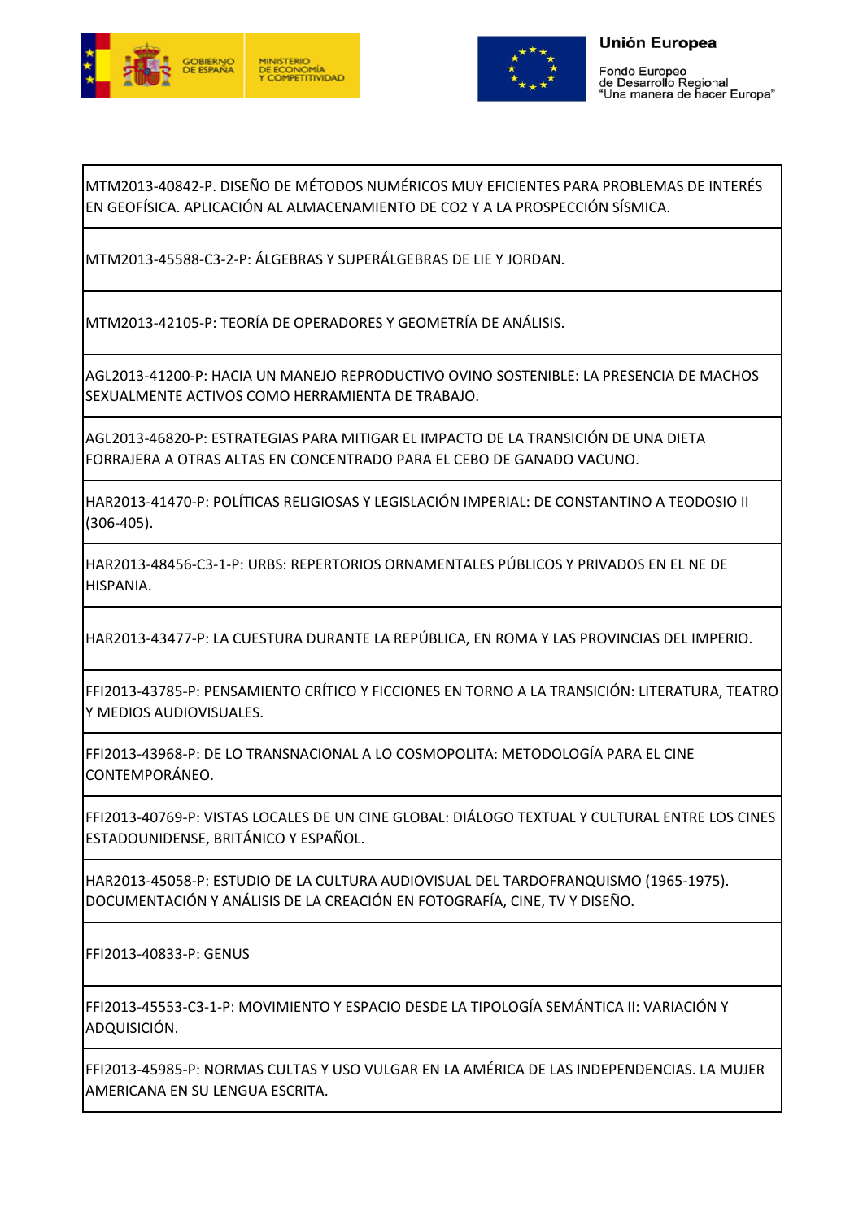| MTM2013-40842-P. DISEÑO DE MÉTODOS NUMÉRICOS MUY EFICIENTES PARA PROBLEMAS DE INTERÉS EN GEOFÍSICA. APLICACIÓN AL ALMACENAMIENTO DE $CO_2$ Y A LA PROSPECCIÓN SÍSMICA. |
|---|
| MTM2013-45588-C3-2-P: ÁLGEBRAS Y SUPERÁLGEBRAS DE LIE Y JORDAN. |
| MTM2013-42105-P: TEORÍA DE OPERADORES Y GEOMETRÍA DE ANÁLISIS. |
| AGL2013-41200-P: HACIA UN MANEJO REPRODUCTIVO OVINO SOSTENIBLE: LA PRESENCIA DE MACHOS SEXUALMENTE ACTIVOS COMO HERRAMIENTA DE TRABAJO. |
| AGL2013-46820-P: ESTRATEGIAS PARA MITIGAR EL IMPACTO DE LA TRANSICIÓN DE UNA DIETA FORRAJERA A OTRAS ALTAS EN CONCENTRADO PARA EL CEBO DE GANADO VACUNO. |
| HAR2013-41470-P: POLÍTICAS RELIGIOSAS Y LEGISLACIÓN IMPERIAL: DE CONSTANTINO A TEODOSIO II (306-405). |
| HAR2013-48456-C3-1-P: URBS: REPERTORIOS ORNAMENTALES PÚBLICOS Y PRIVADOS EN EL NE DE HISPANIA. |
| HAR2013-43477-P: LA CUESTURA DURANTE LA REPÚBLICA, EN ROMA Y LAS PROVINCIAS DEL IMPERIO. |
| FFI2013-43785-P: PENSAMIENTO CRÍTICO Y FICCIONES EN TORNO A LA TRANSICIÓN: LITERATURA, TEATRO Y MEDIOS AUDIOVISUALES. |
| FFI2013-43968-P: DE LO TRANSNACIONAL A LO COSMOPOLITA: METODOLOGÍA PARA EL CINE CONTEMPORÁNEO. |
| FFI2013-40769-P: VISTAS LOCALES DE UN CINE GLOBAL: DIÁLOGO TEXTUAL Y CULTURAL ENTRE LOS CINES ESTADOUNIDENSE, BRITÁNICO Y ESPAÑOL. |
| HAR2013-45058-P: ESTUDIO DE LA CULTURA AUDIOVISUAL DEL TARDOFRANQUISMO (1965-1975). DOCUMENTACIÓN Y ANÁLISIS DE LA CREACIÓN EN FOTOGRAFÍA, CINE, TV Y DISEÑO. |
| FFI2013-40833-P: GENUS |
| FFI2013-45553-C3-1-P: MOVIMIENTO Y ESPACIO DESDE LA TIPOLOGÍA SEMÁNTICA II: VARIACIÓN Y ADQUISICIÓN. |
| FFI2013-45985-P: NORMAS CULTAS Y USO VULGAR EN LA AMÉRICA DE LAS INDEPENDENCIAS. LA MUJER AMERICANA EN SU LENGUA ESCRITA. |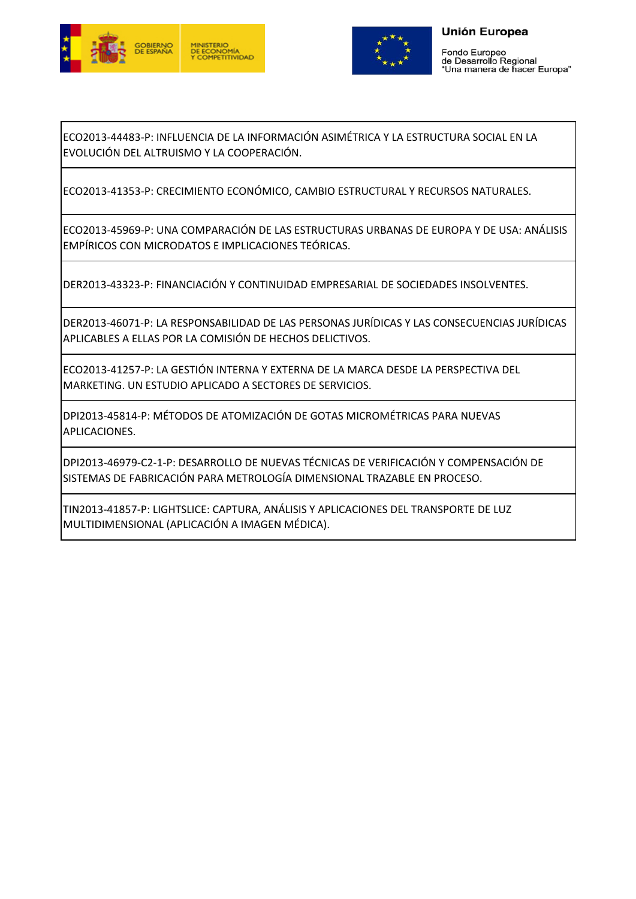| |
|---|
| ECO2013-44483-P: INFLUENCIA DE LA INFORMACIÓN ASIMÉTRICA Y LA ESTRUCTURA SOCIAL EN LA EVOLUCIÓN DEL ALTRUISMO Y LA COOPERACIÓN. |
| ECO2013-41353-P: CRECIMIENTO ECONÓMICO, CAMBIO ESTRUCTURAL Y RECURSOS NATURALES. |
| ECO2013-45969-P: UNA COMPARACIÓN DE LAS ESTRUCTURAS URBANAS DE EUROPA Y DE USA: ANÁLISIS EMPÍRICOS CON MICRODATOS E IMPLICACIONES TEÓRICAS. |
| DER2013-43323-P: FINANCIACIÓN Y CONTINUIDAD EMPRESARIAL DE SOCIEDADES INSOLVENTES. |
| DER2013-46071-P: LA RESPONSABILIDAD DE LAS PERSONAS JURÍDICAS Y LAS CONSECUENCIAS JURÍDICAS APLICABLES A ELLAS POR LA COMISIÓN DE HECHOS DELICTIVOS. |
| ECO2013-41257-P: LA GESTIÓN INTERNA Y EXTERNA DE LA MARCA DESDE LA PERSPECTIVA DEL MARKETING. UN ESTUDIO APLICADO A SECTORES DE SERVICIOS. |
| DPI2013-45814-P: MÉTODOS DE ATOMIZACIÓN DE GOTAS MICROMÉTRICAS PARA NUEVAS APLICACIONES. |
| DPI2013-46979-C2-1-P: DESARROLLO DE NUEVAS TÉCNICAS DE VERIFICACIÓN Y COMPENSACIÓN DE SISTEMAS DE FABRICACIÓN PARA METROLOGÍA DIMENSIONAL TRAZABLE EN PROCESO. |
| TIN2013-41857-P: LIGHTSLICE: CAPTURA, ANÁLISIS Y APLICACIONES DEL TRANSPORTE DE LUZ MULTIDIMENSIONAL (APLICACIÓN A IMAGEN MÉDICA). |